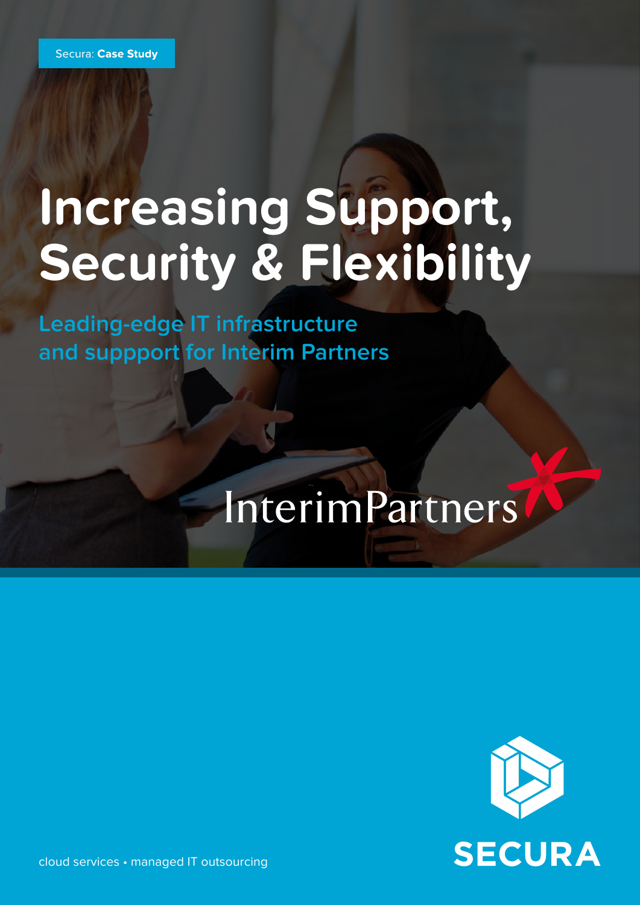Secura: **Case Study**

# Increasing Support, Security & Flexibility

## Leading-edge IT infrastructure and suppport for Interim Partners

InterimPartners

SECURA

cloud services • managed IT outsourcing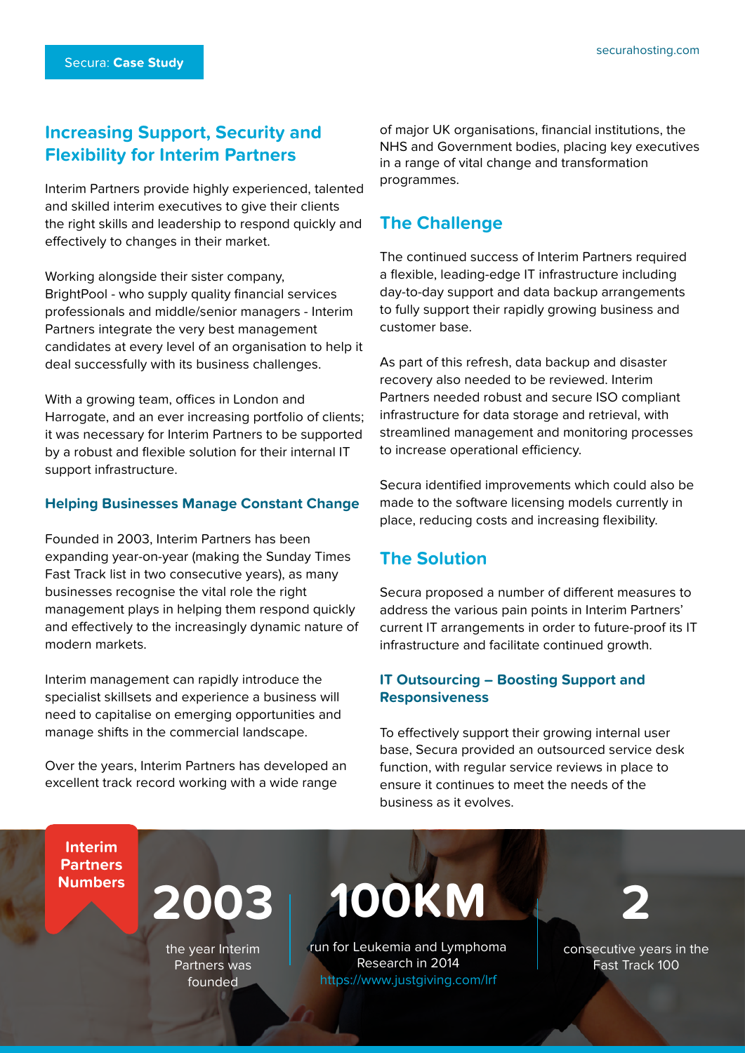## Increasing Support, Security and Flexibility for Interim Partners

Interim Partners provide highly experienced, talented and skilled interim executives to give their clients the right skills and leadership to respond quickly and effectively to changes in their market.

Working alongside their sister company, BrightPool - who supply quality financial services professionals and middle/senior managers - Interim Partners integrate the very best management candidates at every level of an organisation to help it deal successfully with its business challenges.

With a growing team, offices in London and Harrogate, and an ever increasing portfolio of clients; it was necessary for Interim Partners to be supported by a robust and flexible solution for their internal IT support infrastructure.

### Helping Businesses Manage Constant Change

Founded in 2003, Interim Partners has been expanding year-on-year (making the Sunday Times Fast Track list in two consecutive years), as many businesses recognise the vital role the right management plays in helping them respond quickly and effectively to the increasingly dynamic nature of modern markets.

Interim management can rapidly introduce the specialist skillsets and experience a business will need to capitalise on emerging opportunities and manage shifts in the commercial landscape.

Over the years, Interim Partners has developed an excellent track record working with a wide range of major UK organisations, financial institutions, the NHS and Government bodies, placing key executives in a range of vital change and transformation programmes.

## The Challenge

The continued success of Interim Partners required a flexible, leading-edge IT infrastructure including day-to-day support and data backup arrangements to fully support their rapidly growing business and customer base.

As part of this refresh, data backup and disaster recovery also needed to be reviewed. Interim Partners needed robust and secure ISO compliant infrastructure for data storage and retrieval, with streamlined management and monitoring processes to increase operational efficiency.

Secura identified improvements which could also be made to the software licensing models currently in place, reducing costs and increasing flexibility.

## The Solution

Secura proposed a number of different measures to address the various pain points in Interim Partners' current IT arrangements in order to future-proof its IT infrastructure and facilitate continued growth.

### IT Outsourcing – Boosting Support and Responsiveness

To effectively support their growing internal user base, Secura provided an outsourced service desk function, with regular service reviews in place to ensure it continues to meet the needs of the business as it evolves.

**Interim Partners Numbers**

**2003**
the year Interim Partners was founded

**100KM**
run for Leukemia and Lymphoma Research in 2014
https://www.justgiving.com/lrf

**2**
consecutive years in the Fast Track 100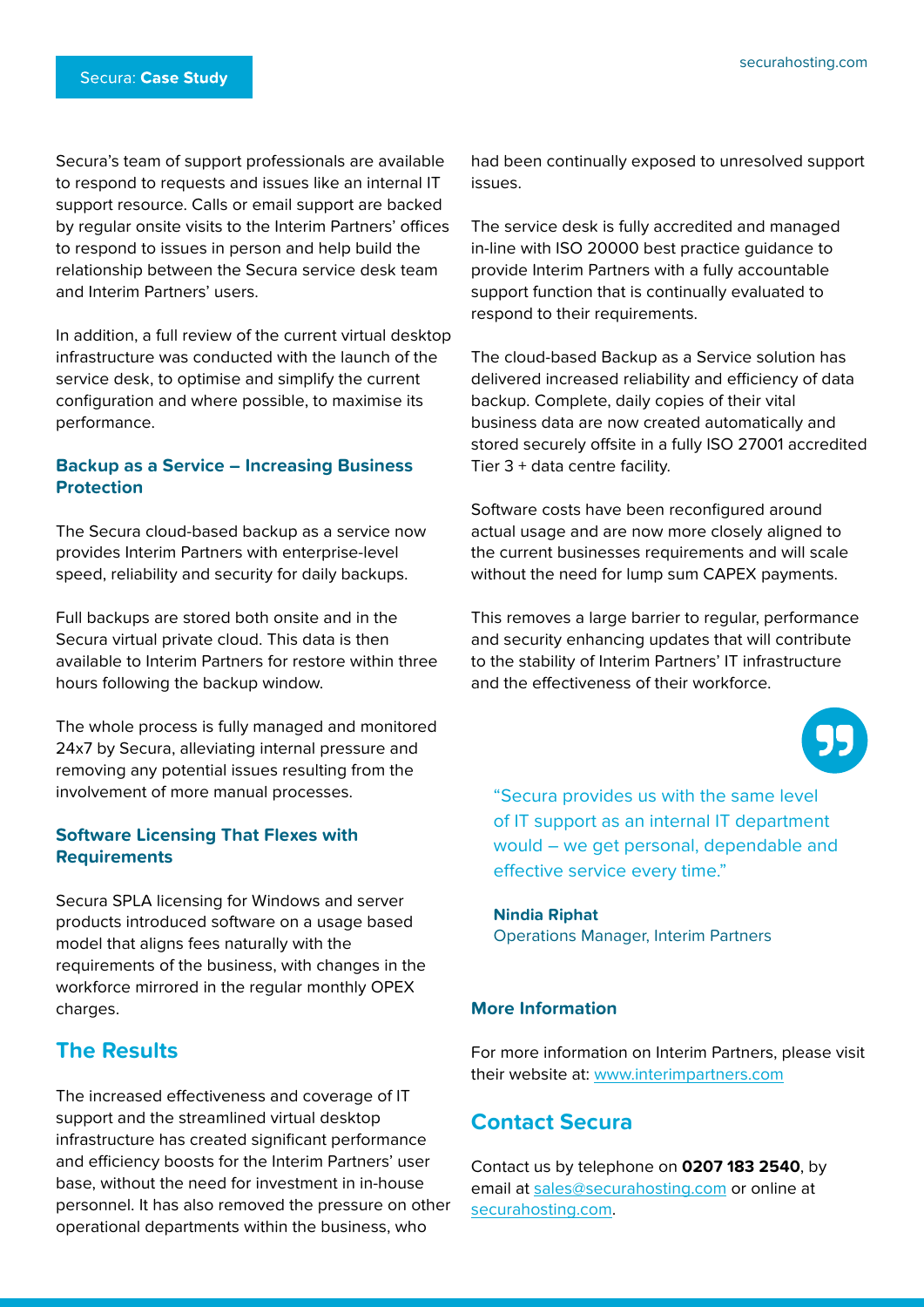Secura's team of support professionals are available to respond to requests and issues like an internal IT support resource. Calls or email support are backed by regular onsite visits to the Interim Partners' offices to respond to issues in person and help build the relationship between the Secura service desk team and Interim Partners' users.

In addition, a full review of the current virtual desktop infrastructure was conducted with the launch of the service desk, to optimise and simplify the current configuration and where possible, to maximise its performance.

### Backup as a Service – Increasing Business Protection

The Secura cloud-based backup as a service now provides Interim Partners with enterprise-level speed, reliability and security for daily backups.

Full backups are stored both onsite and in the Secura virtual private cloud. This data is then available to Interim Partners for restore within three hours following the backup window.

The whole process is fully managed and monitored 24x7 by Secura, alleviating internal pressure and removing any potential issues resulting from the involvement of more manual processes.

### Software Licensing That Flexes with Requirements

Secura SPLA licensing for Windows and server products introduced software on a usage based model that aligns fees naturally with the requirements of the business, with changes in the workforce mirrored in the regular monthly OPEX charges.

## The Results

The increased effectiveness and coverage of IT support and the streamlined virtual desktop infrastructure has created significant performance and efficiency boosts for the Interim Partners' user base, without the need for investment in in-house personnel. It has also removed the pressure on other operational departments within the business, who had been continually exposed to unresolved support issues.

The service desk is fully accredited and managed in-line with ISO 20000 best practice guidance to provide Interim Partners with a fully accountable support function that is continually evaluated to respond to their requirements.

The cloud-based Backup as a Service solution has delivered increased reliability and efficiency of data backup. Complete, daily copies of their vital business data are now created automatically and stored securely offsite in a fully ISO 27001 accredited Tier 3 + data centre facility.

Software costs have been reconfigured around actual usage and are now more closely aligned to the current businesses requirements and will scale without the need for lump sum CAPEX payments.

This removes a large barrier to regular, performance and security enhancing updates that will contribute to the stability of Interim Partners' IT infrastructure and the effectiveness of their workforce.

> "Secura provides us with the same level of IT support as an internal IT department would – we get personal, dependable and effective service every time."
>
> **Nindia Riphat**
> Operations Manager, Interim Partners

### More Information

For more information on Interim Partners, please visit their website at: www.interimpartners.com

## Contact Secura

Contact us by telephone on **0207 183 2540**, by email at sales@securahosting.com or online at securahosting.com.